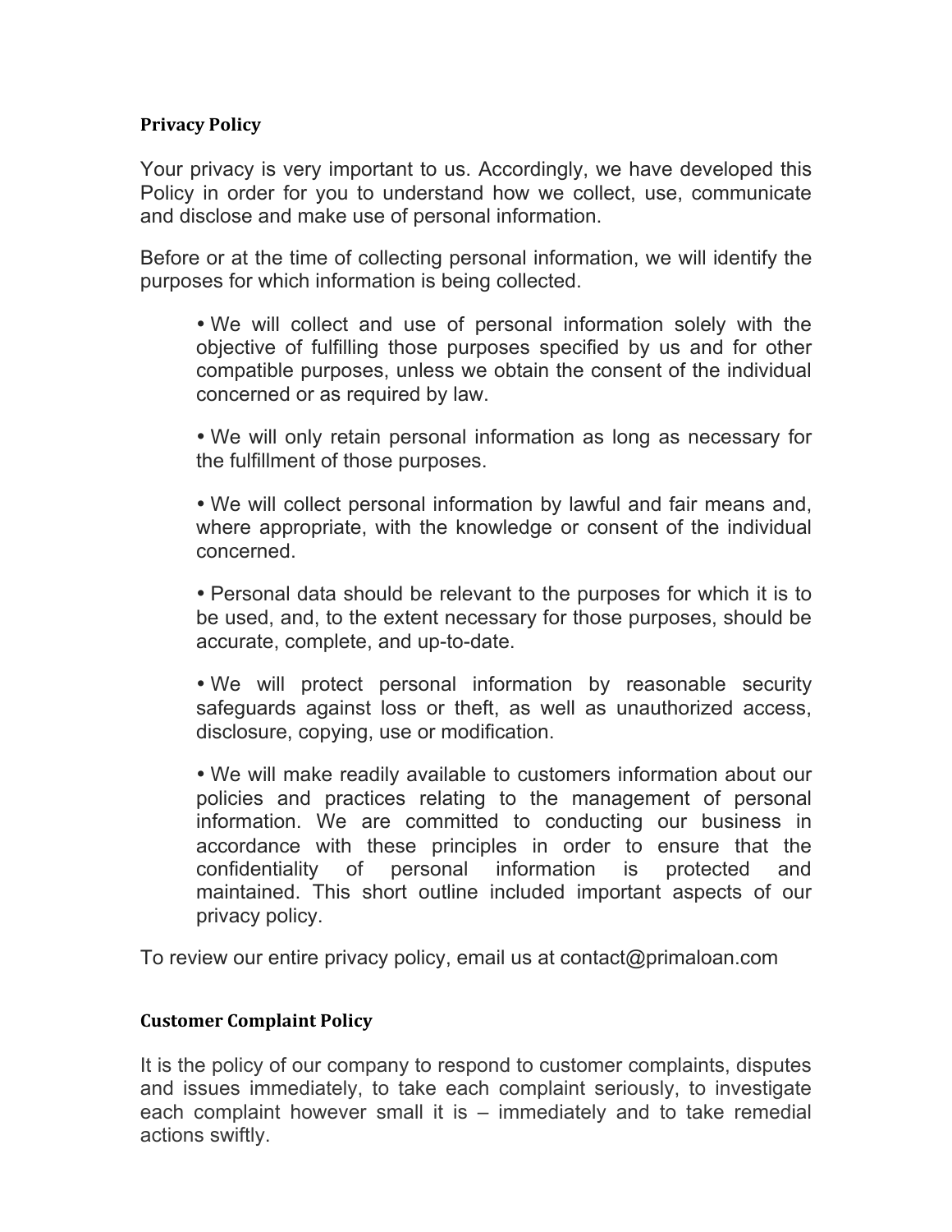## Privacy Policy

Your privacy is very important to us. Accordingly, we have developed this Policy in order for you to understand how we collect, use, communicate and disclose and make use of personal information.

Before or at the time of collecting personal information, we will identify the purposes for which information is being collected.

- We will collect and use of personal information solely with the objective of fulfilling those purposes specified by us and for other compatible purposes, unless we obtain the consent of the individual concerned or as required by law.
- We will only retain personal information as long as necessary for the fulfillment of those purposes.
- We will collect personal information by lawful and fair means and, where appropriate, with the knowledge or consent of the individual concerned.
- Personal data should be relevant to the purposes for which it is to be used, and, to the extent necessary for those purposes, should be accurate, complete, and up-to-date.
- We will protect personal information by reasonable security safeguards against loss or theft, as well as unauthorized access, disclosure, copying, use or modification.
- We will make readily available to customers information about our policies and practices relating to the management of personal information. We are committed to conducting our business in accordance with these principles in order to ensure that the confidentiality of personal information is protected and maintained. This short outline included important aspects of our privacy policy.

To review our entire privacy policy, email us at contact@primaloan.com

## Customer Complaint Policy

It is the policy of our company to respond to customer complaints, disputes and issues immediately, to take each complaint seriously, to investigate each complaint however small it is – immediately and to take remedial actions swiftly.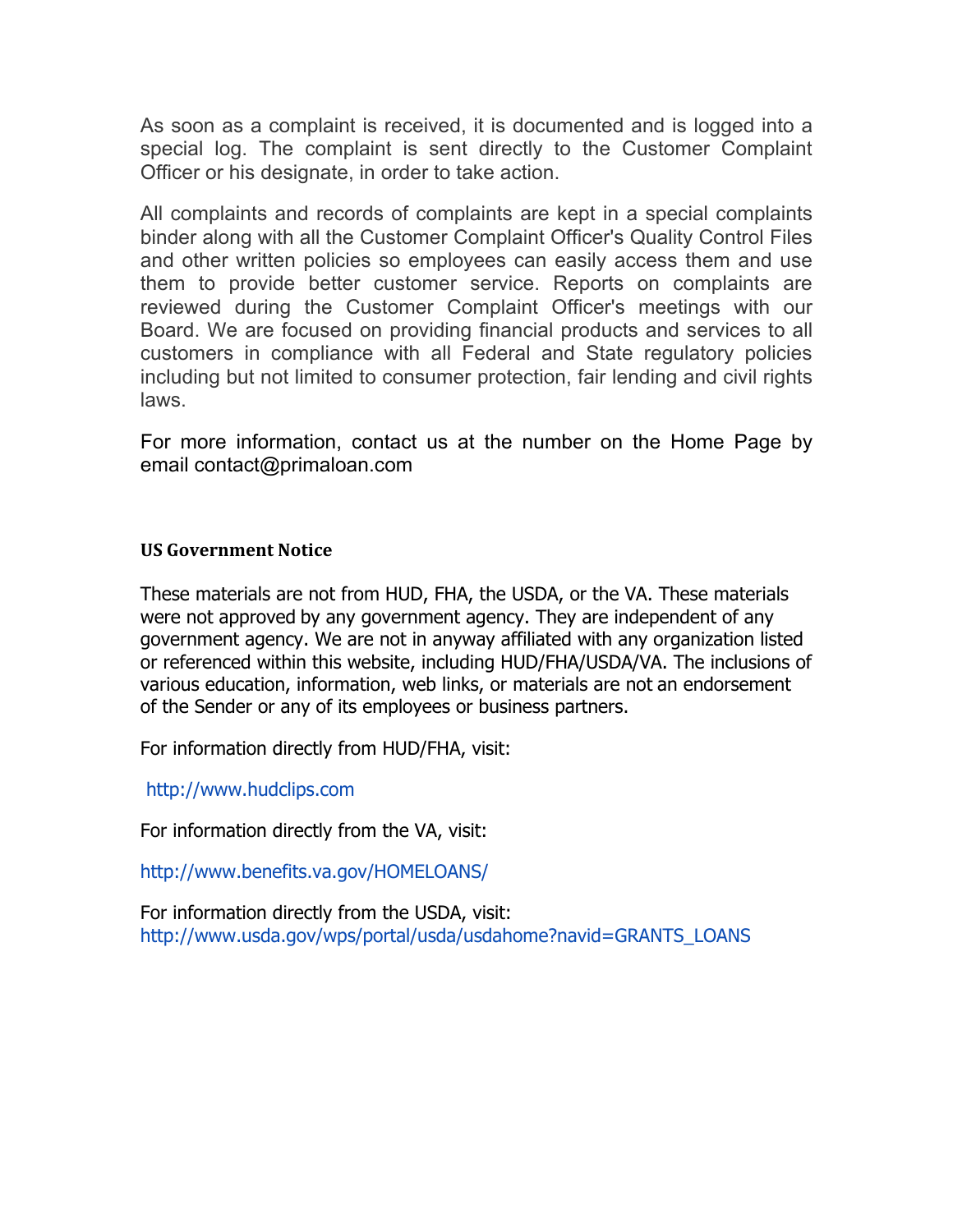As soon as a complaint is received, it is documented and is logged into a special log. The complaint is sent directly to the Customer Complaint Officer or his designate, in order to take action.

All complaints and records of complaints are kept in a special complaints binder along with all the Customer Complaint Officer's Quality Control Files and other written policies so employees can easily access them and use them to provide better customer service. Reports on complaints are reviewed during the Customer Complaint Officer's meetings with our Board. We are focused on providing financial products and services to all customers in compliance with all Federal and State regulatory policies including but not limited to consumer protection, fair lending and civil rights laws.

For more information, contact us at the number on the Home Page by email contact@primaloan.com

**US Government Notice**

These materials are not from HUD, FHA, the USDA, or the VA. These materials were not approved by any government agency. They are independent of any government agency. We are not in anyway affiliated with any organization listed or referenced within this website, including HUD/FHA/USDA/VA. The inclusions of various education, information, web links, or materials are not an endorsement of the Sender or any of its employees or business partners.

For information directly from HUD/FHA, visit:

http://www.hudclips.com

For information directly from the VA, visit:

http://www.benefits.va.gov/HOMELOANS/

For information directly from the USDA, visit:
http://www.usda.gov/wps/portal/usda/usdahome?navid=GRANTS_LOANS